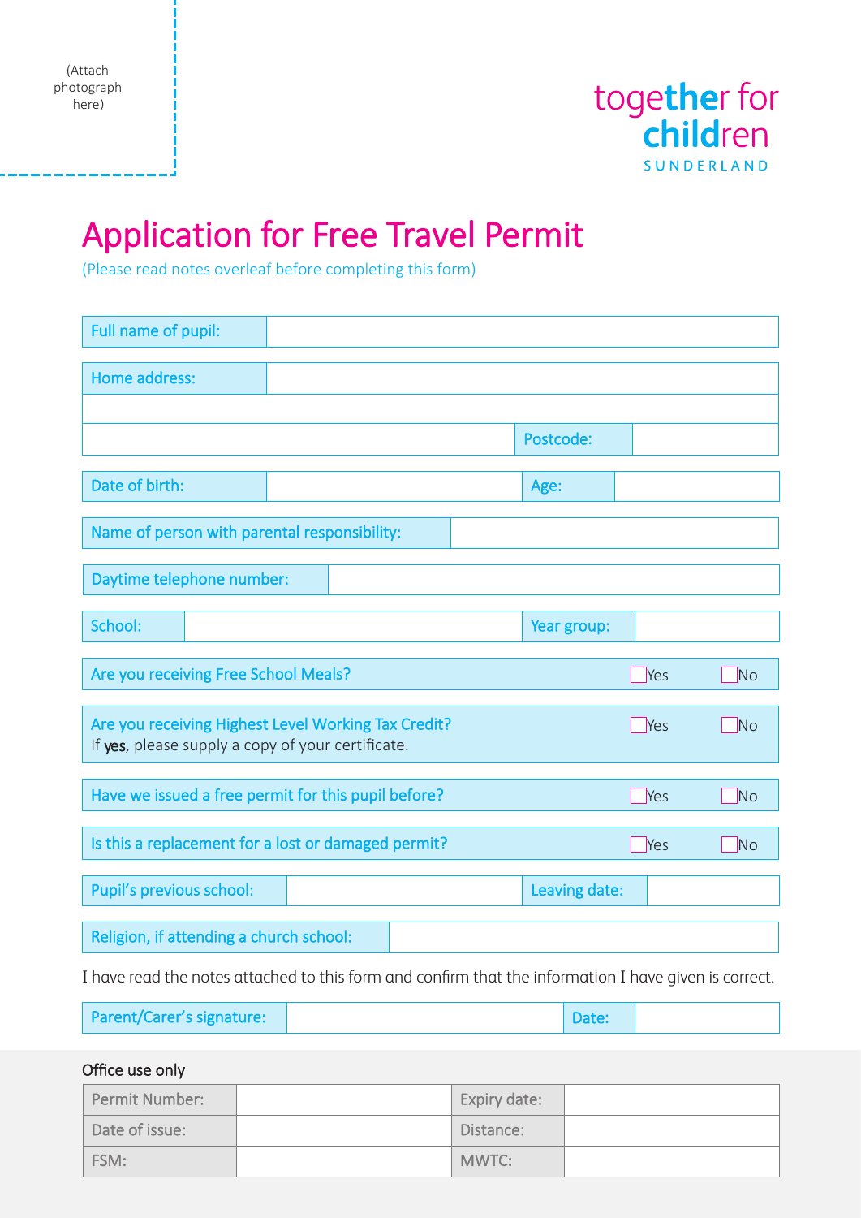(Attach photograph here)

together for children
SUNDERLAND

# Application for Free Travel Permit

(Please read notes overleaf before completing this form)

| Full name of pupil: | |
|---|---|

| Home address: | | | |
|---|---|---|---|
| | | | |
| | | Postcode: | |

| Date of birth: | | Age: | |
|---|---|---|---|

| Name of person with parental responsibility: | |
|---|---|

| Daytime telephone number: | |
|---|---|

| School: | | Year group: | |
|---|---|---|---|

| Question | Yes | No |
|---|---|---|
| Are you receiving Free School Meals? | ☐ Yes | ☐ No |
| Are you receiving Highest Level Working Tax Credit? If **yes**, please supply a copy of your certificate. | ☐ Yes | ☐ No |
| Have we issued a free permit for this pupil before? | ☐ Yes | ☐ No |
| Is this a replacement for a lost or damaged permit? | ☐ Yes | ☐ No |

| Pupil's previous school: | | Leaving date: | |
|---|---|---|---|

| Religion, if attending a church school: | |
|---|---|

I have read the notes attached to this form and confirm that the information I have given is correct.

| Parent/Carer's signature: | | Date: | |
|---|---|---|---|

Office use only

| Permit Number: | | Expiry date: | |
|---|---|---|---|
| Date of issue: | | Distance: | |
| FSM: | | MWTC: | |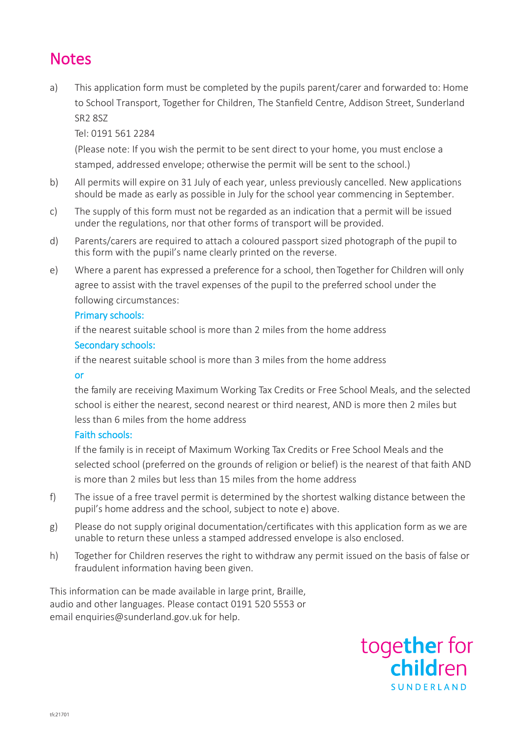# Notes

a) This application form must be completed by the pupils parent/carer and forwarded to: Home to School Transport, Together for Children, The Stanfield Centre, Addison Street, Sunderland SR2 8SZ

   Tel: 0191 561 2284

   (Please note: If you wish the permit to be sent direct to your home, you must enclose a stamped, addressed envelope; otherwise the permit will be sent to the school.)

b) All permits will expire on 31 July of each year, unless previously cancelled. New applications should be made as early as possible in July for the school year commencing in September.

c) The supply of this form must not be regarded as an indication that a permit will be issued under the regulations, nor that other forms of transport will be provided.

d) Parents/carers are required to attach a coloured passport sized photograph of the pupil to this form with the pupil's name clearly printed on the reverse.

e) Where a parent has expressed a preference for a school, then Together for Children will only agree to assist with the travel expenses of the pupil to the preferred school under the following circumstances:

   **Primary schools:**

   if the nearest suitable school is more than 2 miles from the home address

   **Secondary schools:**

   if the nearest suitable school is more than 3 miles from the home address

   **or**

   the family are receiving Maximum Working Tax Credits or Free School Meals, and the selected school is either the nearest, second nearest or third nearest, AND is more then 2 miles but less than 6 miles from the home address

   **Faith schools:**

   If the family is in receipt of Maximum Working Tax Credits or Free School Meals and the selected school (preferred on the grounds of religion or belief) is the nearest of that faith AND is more than 2 miles but less than 15 miles from the home address

f) The issue of a free travel permit is determined by the shortest walking distance between the pupil's home address and the school, subject to note e) above.

g) Please do not supply original documentation/certificates with this application form as we are unable to return these unless a stamped addressed envelope is also enclosed.

h) Together for Children reserves the right to withdraw any permit issued on the basis of false or fraudulent information having been given.

This information can be made available in large print, Braille, audio and other languages. Please contact 0191 520 5553 or email enquiries@sunderland.gov.uk for help.

together for children
SUNDERLAND

tfc21701